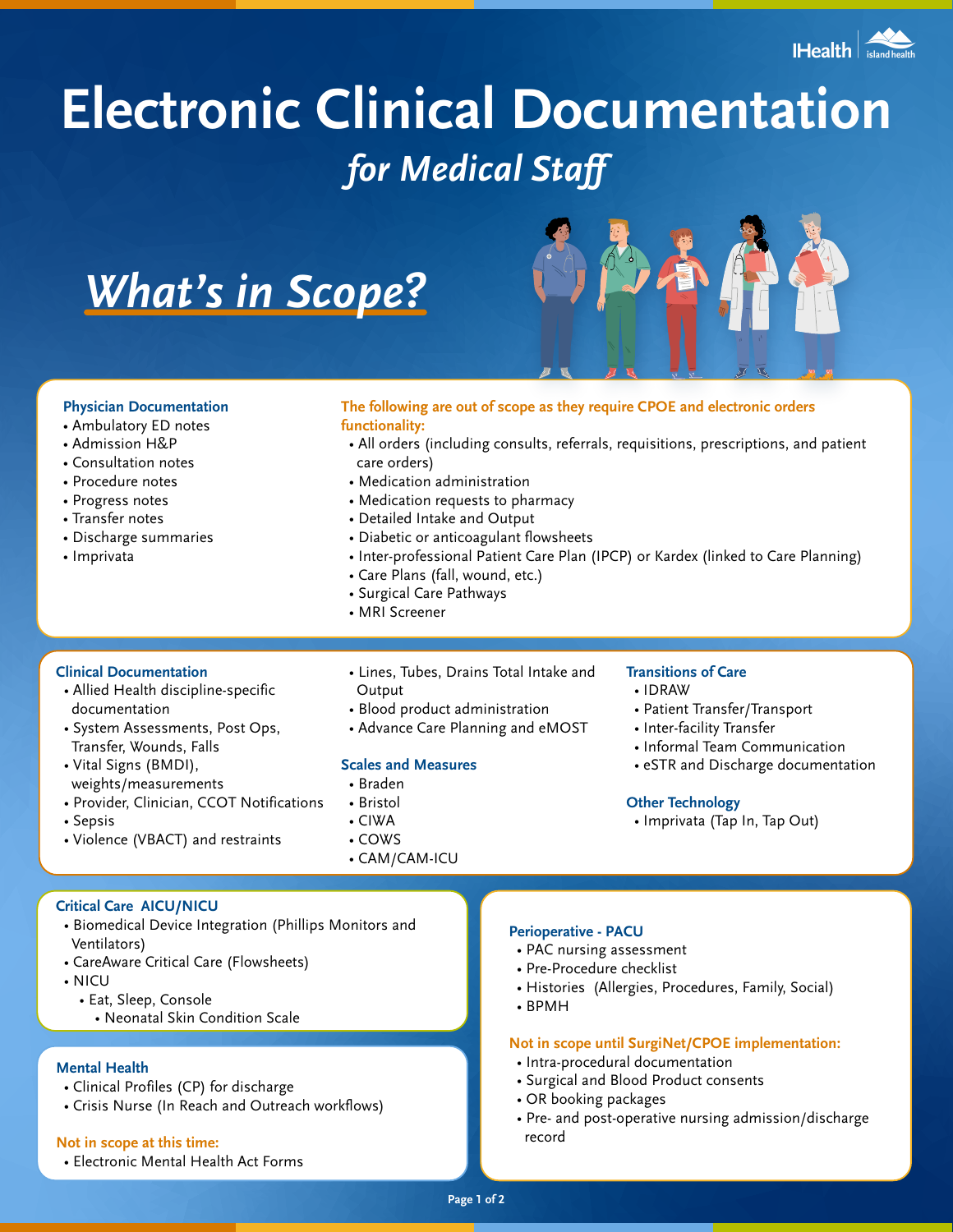# Electronic Clinical Documentation

## *for Medical Staff*

## *What's in Scope?*

### Physician Documentation

- Ambulatory ED notes
- Admission H&P
- Consultation notes
- Procedure notes
- Progress notes
- Transfer notes
- Discharge summaries
- Imprivata

### The following are out of scope as they require CPOE and electronic orders functionality:

- All orders (including consults, referrals, requisitions, prescriptions, and patient care orders)
- Medication administration
- Medication requests to pharmacy
- Detailed Intake and Output
- Diabetic or anticoagulant flowsheets
- Inter-professional Patient Care Plan (IPCP) or Kardex (linked to Care Planning)
- Care Plans (fall, wound, etc.)
- Surgical Care Pathways
- MRI Screener

### Clinical Documentation

- Allied Health discipline-specific documentation
- System Assessments, Post Ops, Transfer, Wounds, Falls
- Vital Signs (BMDI), weights/measurements
- Provider, Clinician, CCOT Notifications
- Sepsis
- Violence (VBACT) and restraints
- Lines, Tubes, Drains Total Intake and Output
- Blood product administration
- Advance Care Planning and eMOST

### Scales and Measures

- Braden
- Bristol
- CIWA
- COWS
- CAM/CAM-ICU

### Transitions of Care

- IDRAW
- Patient Transfer/Transport
- Inter-facility Transfer
- Informal Team Communication
- eSTR and Discharge documentation

### Other Technology

- Imprivata (Tap In, Tap Out)

### Critical Care AICU/NICU

- Biomedical Device Integration (Phillips Monitors and Ventilators)
- CareAware Critical Care (Flowsheets)
- NICU
  - Eat, Sleep, Console
    - Neonatal Skin Condition Scale

### Mental Health

- Clinical Profiles (CP) for discharge
- Crisis Nurse (In Reach and Outreach workflows)

### Not in scope at this time:

- Electronic Mental Health Act Forms

### Perioperative - PACU

- PAC nursing assessment
- Pre-Procedure checklist
- Histories (Allergies, Procedures, Family, Social)
- BPMH

### Not in scope until SurgiNet/CPOE implementation:

- Intra-procedural documentation
- Surgical and Blood Product consents
- OR booking packages
- Pre- and post-operative nursing admission/discharge record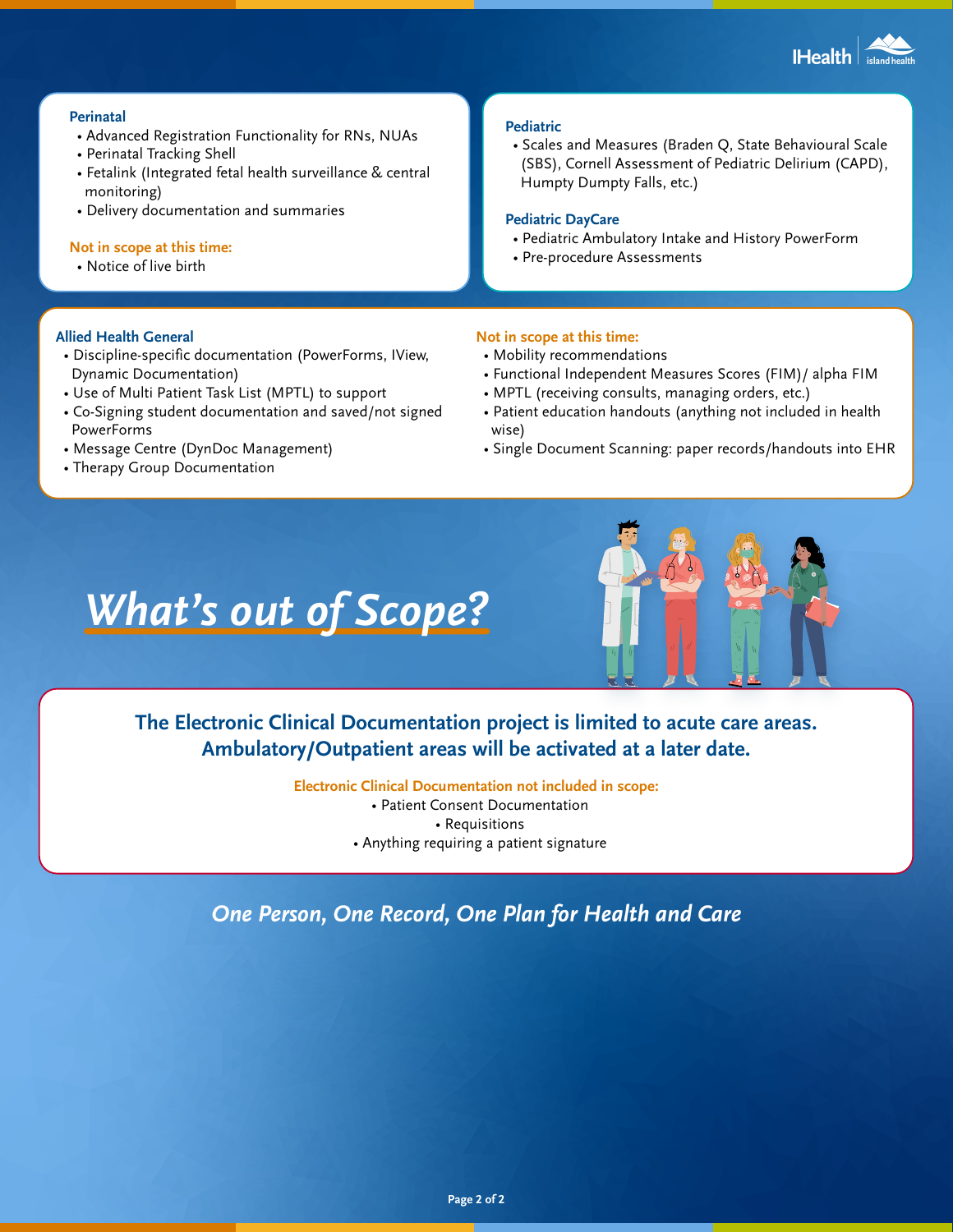### Perinatal

- Advanced Registration Functionality for RNs, NUAs
- Perinatal Tracking Shell
- Fetalink (Integrated fetal health surveillance & central monitoring)
- Delivery documentation and summaries

**Not in scope at this time:**

- Notice of live birth

### Pediatric

- Scales and Measures (Braden Q, State Behavioural Scale (SBS), Cornell Assessment of Pediatric Delirium (CAPD), Humpty Dumpty Falls, etc.)

### Pediatric DayCare

- Pediatric Ambulatory Intake and History PowerForm
- Pre-procedure Assessments

### Allied Health General

- Discipline-specific documentation (PowerForms, IView, Dynamic Documentation)
- Use of Multi Patient Task List (MPTL) to support
- Co-Signing student documentation and saved/not signed PowerForms
- Message Centre (DynDoc Management)
- Therapy Group Documentation

**Not in scope at this time:**

- Mobility recommendations
- Functional Independent Measures Scores (FIM)/ alpha FIM
- MPTL (receiving consults, managing orders, etc.)
- Patient education handouts (anything not included in health wise)
- Single Document Scanning: paper records/handouts into EHR

## *What's out of Scope?*

**The Electronic Clinical Documentation project is limited to acute care areas. Ambulatory/Outpatient areas will be activated at a later date.**

**Electronic Clinical Documentation not included in scope:**

- Patient Consent Documentation
- Requisitions
- Anything requiring a patient signature

*One Person, One Record, One Plan for Health and Care*